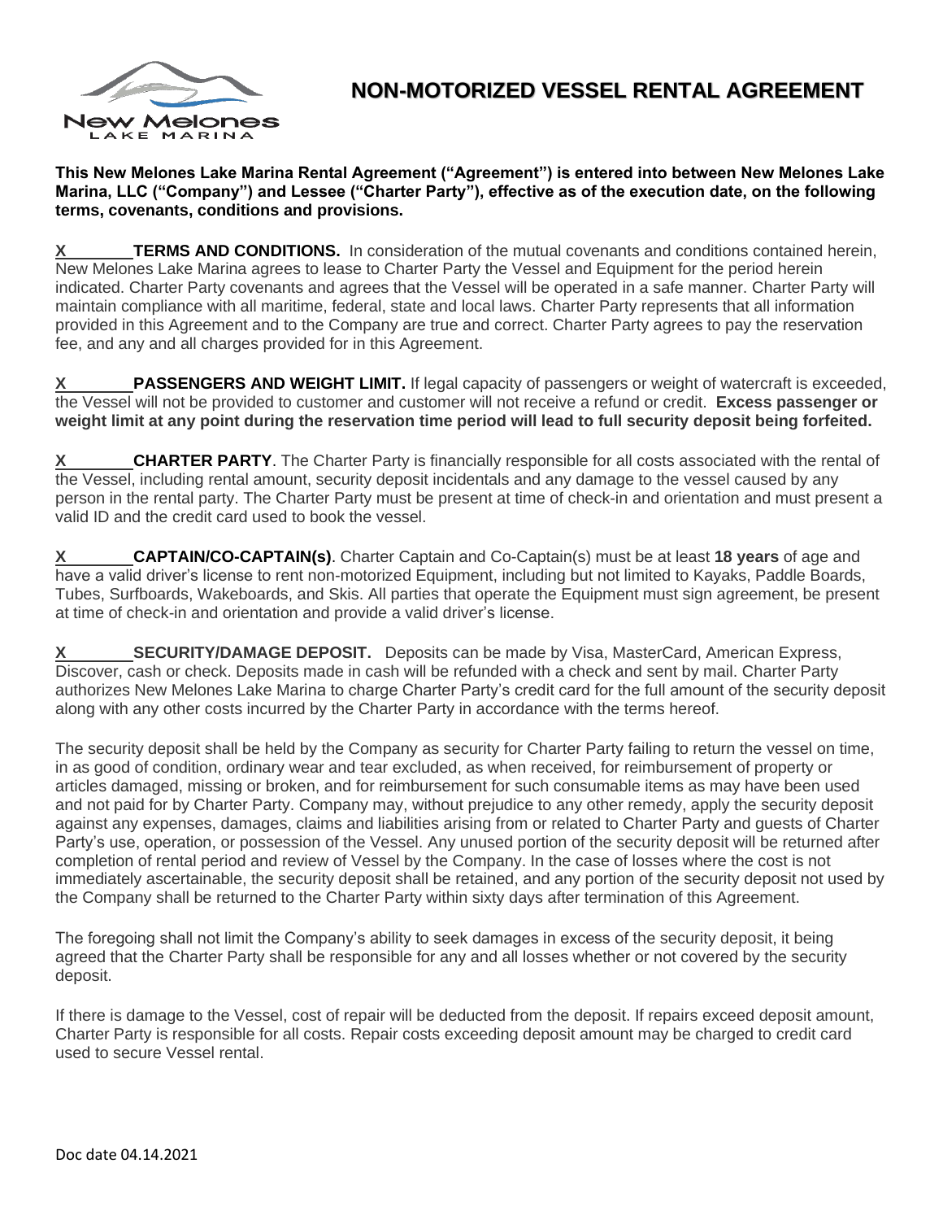# NON-MOTORIZED VESSEL RENTAL AGREEMENT

**This New Melones Lake Marina Rental Agreement ("Agreement") is entered into between New Melones Lake Marina, LLC ("Company") and Lessee ("Charter Party"), effective as of the execution date, on the following terms, covenants, conditions and provisions.**

X________ **TERMS AND CONDITIONS.** In consideration of the mutual covenants and conditions contained herein, New Melones Lake Marina agrees to lease to Charter Party the Vessel and Equipment for the period herein indicated. Charter Party covenants and agrees that the Vessel will be operated in a safe manner. Charter Party will maintain compliance with all maritime, federal, state and local laws. Charter Party represents that all information provided in this Agreement and to the Company are true and correct. Charter Party agrees to pay the reservation fee, and any and all charges provided for in this Agreement.

X________ **PASSENGERS AND WEIGHT LIMIT.** If legal capacity of passengers or weight of watercraft is exceeded, the Vessel will not be provided to customer and customer will not receive a refund or credit. **Excess passenger or weight limit at any point during the reservation time period will lead to full security deposit being forfeited.**

X________ **CHARTER PARTY**. The Charter Party is financially responsible for all costs associated with the rental of the Vessel, including rental amount, security deposit incidentals and any damage to the vessel caused by any person in the rental party. The Charter Party must be present at time of check-in and orientation and must present a valid ID and the credit card used to book the vessel.

X________ **CAPTAIN/CO-CAPTAIN(s)**. Charter Captain and Co-Captain(s) must be at least **18 years** of age and have a valid driver's license to rent non-motorized Equipment, including but not limited to Kayaks, Paddle Boards, Tubes, Surfboards, Wakeboards, and Skis. All parties that operate the Equipment must sign agreement, be present at time of check-in and orientation and provide a valid driver's license.

X________ **SECURITY/DAMAGE DEPOSIT.** Deposits can be made by Visa, MasterCard, American Express, Discover, cash or check. Deposits made in cash will be refunded with a check and sent by mail. Charter Party authorizes New Melones Lake Marina to charge Charter Party's credit card for the full amount of the security deposit along with any other costs incurred by the Charter Party in accordance with the terms hereof.

The security deposit shall be held by the Company as security for Charter Party failing to return the vessel on time, in as good of condition, ordinary wear and tear excluded, as when received, for reimbursement of property or articles damaged, missing or broken, and for reimbursement for such consumable items as may have been used and not paid for by Charter Party. Company may, without prejudice to any other remedy, apply the security deposit against any expenses, damages, claims and liabilities arising from or related to Charter Party and guests of Charter Party's use, operation, or possession of the Vessel. Any unused portion of the security deposit will be returned after completion of rental period and review of Vessel by the Company. In the case of losses where the cost is not immediately ascertainable, the security deposit shall be retained, and any portion of the security deposit not used by the Company shall be returned to the Charter Party within sixty days after termination of this Agreement.

The foregoing shall not limit the Company's ability to seek damages in excess of the security deposit, it being agreed that the Charter Party shall be responsible for any and all losses whether or not covered by the security deposit.

If there is damage to the Vessel, cost of repair will be deducted from the deposit. If repairs exceed deposit amount, Charter Party is responsible for all costs. Repair costs exceeding deposit amount may be charged to credit card used to secure Vessel rental.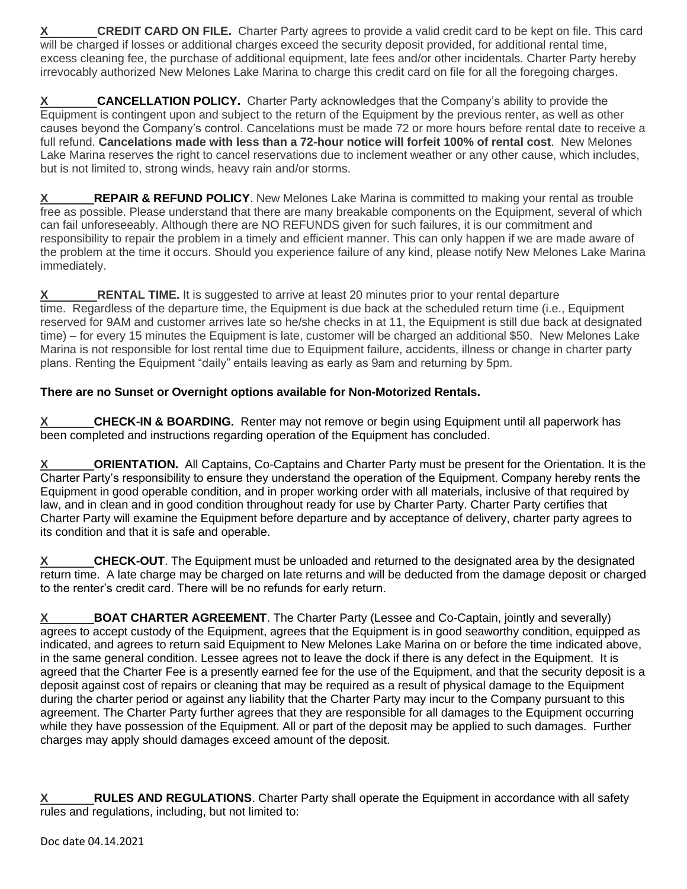X\_\_\_\_\_\_\_ **CREDIT CARD ON FILE.** Charter Party agrees to provide a valid credit card to be kept on file. This card will be charged if losses or additional charges exceed the security deposit provided, for additional rental time, excess cleaning fee, the purchase of additional equipment, late fees and/or other incidentals. Charter Party hereby irrevocably authorized New Melones Lake Marina to charge this credit card on file for all the foregoing charges.

X\_\_\_\_\_\_\_ **CANCELLATION POLICY.** Charter Party acknowledges that the Company's ability to provide the Equipment is contingent upon and subject to the return of the Equipment by the previous renter, as well as other causes beyond the Company's control. Cancelations must be made 72 or more hours before rental date to receive a full refund. **Cancelations made with less than a 72-hour notice will forfeit 100% of rental cost**. New Melones Lake Marina reserves the right to cancel reservations due to inclement weather or any other cause, which includes, but is not limited to, strong winds, heavy rain and/or storms.

X\_\_\_\_\_\_\_ **REPAIR & REFUND POLICY**. New Melones Lake Marina is committed to making your rental as trouble free as possible. Please understand that there are many breakable components on the Equipment, several of which can fail unforeseeably. Although there are NO REFUNDS given for such failures, it is our commitment and responsibility to repair the problem in a timely and efficient manner. This can only happen if we are made aware of the problem at the time it occurs. Should you experience failure of any kind, please notify New Melones Lake Marina immediately.

X\_\_\_\_\_\_\_ **RENTAL TIME.** It is suggested to arrive at least 20 minutes prior to your rental departure time. Regardless of the departure time, the Equipment is due back at the scheduled return time (i.e., Equipment reserved for 9AM and customer arrives late so he/she checks in at 11, the Equipment is still due back at designated time) – for every 15 minutes the Equipment is late, customer will be charged an additional $50. New Melones Lake Marina is not responsible for lost rental time due to Equipment failure, accidents, illness or change in charter party plans. Renting the Equipment "daily" entails leaving as early as 9am and returning by 5pm.

**There are no Sunset or Overnight options available for Non-Motorized Rentals.**

X\_\_\_\_\_\_\_ **CHECK-IN & BOARDING.** Renter may not remove or begin using Equipment until all paperwork has been completed and instructions regarding operation of the Equipment has concluded.

X\_\_\_\_\_\_\_ **ORIENTATION.** All Captains, Co-Captains and Charter Party must be present for the Orientation. It is the Charter Party's responsibility to ensure they understand the operation of the Equipment. Company hereby rents the Equipment in good operable condition, and in proper working order with all materials, inclusive of that required by law, and in clean and in good condition throughout ready for use by Charter Party. Charter Party certifies that Charter Party will examine the Equipment before departure and by acceptance of delivery, charter party agrees to its condition and that it is safe and operable.

X\_\_\_\_\_\_\_ **CHECK-OUT**. The Equipment must be unloaded and returned to the designated area by the designated return time. A late charge may be charged on late returns and will be deducted from the damage deposit or charged to the renter's credit card. There will be no refunds for early return.

X\_\_\_\_\_\_\_ **BOAT CHARTER AGREEMENT**. The Charter Party (Lessee and Co-Captain, jointly and severally) agrees to accept custody of the Equipment, agrees that the Equipment is in good seaworthy condition, equipped as indicated, and agrees to return said Equipment to New Melones Lake Marina on or before the time indicated above, in the same general condition. Lessee agrees not to leave the dock if there is any defect in the Equipment. It is agreed that the Charter Fee is a presently earned fee for the use of the Equipment, and that the security deposit is a deposit against cost of repairs or cleaning that may be required as a result of physical damage to the Equipment during the charter period or against any liability that the Charter Party may incur to the Company pursuant to this agreement. The Charter Party further agrees that they are responsible for all damages to the Equipment occurring while they have possession of the Equipment. All or part of the deposit may be applied to such damages. Further charges may apply should damages exceed amount of the deposit.

X\_\_\_\_\_\_\_ **RULES AND REGULATIONS**. Charter Party shall operate the Equipment in accordance with all safety rules and regulations, including, but not limited to:

Doc date 04.14.2021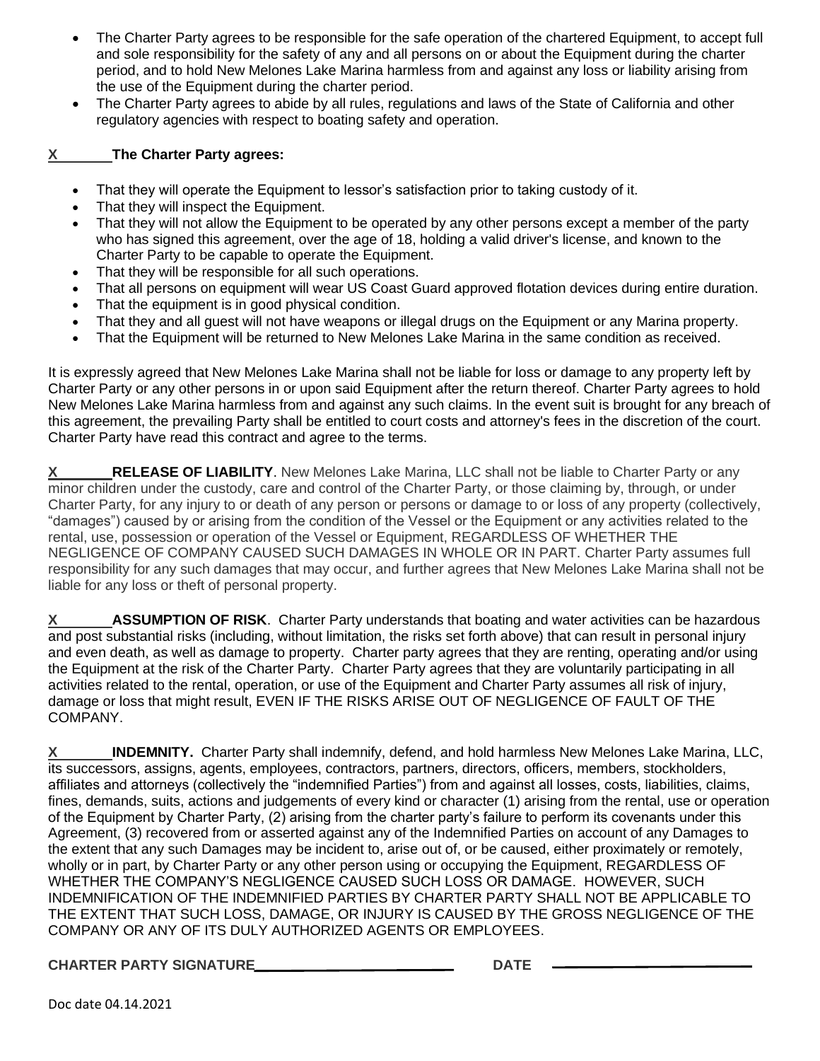- The Charter Party agrees to be responsible for the safe operation of the chartered Equipment, to accept full and sole responsibility for the safety of any and all persons on or about the Equipment during the charter period, and to hold New Melones Lake Marina harmless from and against any loss or liability arising from the use of the Equipment during the charter period.
- The Charter Party agrees to abide by all rules, regulations and laws of the State of California and other regulatory agencies with respect to boating safety and operation.

X\_\_\_\_\_\_\_ **The Charter Party agrees:**

- That they will operate the Equipment to lessor's satisfaction prior to taking custody of it.
- That they will inspect the Equipment.
- That they will not allow the Equipment to be operated by any other persons except a member of the party who has signed this agreement, over the age of 18, holding a valid driver's license, and known to the Charter Party to be capable to operate the Equipment.
- That they will be responsible for all such operations.
- That all persons on equipment will wear US Coast Guard approved flotation devices during entire duration.
- That the equipment is in good physical condition.
- That they and all guest will not have weapons or illegal drugs on the Equipment or any Marina property.
- That the Equipment will be returned to New Melones Lake Marina in the same condition as received.

It is expressly agreed that New Melones Lake Marina shall not be liable for loss or damage to any property left by Charter Party or any other persons in or upon said Equipment after the return thereof. Charter Party agrees to hold New Melones Lake Marina harmless from and against any such claims. In the event suit is brought for any breach of this agreement, the prevailing Party shall be entitled to court costs and attorney's fees in the discretion of the court. Charter Party have read this contract and agree to the terms.

X\_\_\_\_\_\_\_ **RELEASE OF LIABILITY**. New Melones Lake Marina, LLC shall not be liable to Charter Party or any minor children under the custody, care and control of the Charter Party, or those claiming by, through, or under Charter Party, for any injury to or death of any person or persons or damage to or loss of any property (collectively, "damages") caused by or arising from the condition of the Vessel or the Equipment or any activities related to the rental, use, possession or operation of the Vessel or Equipment, REGARDLESS OF WHETHER THE NEGLIGENCE OF COMPANY CAUSED SUCH DAMAGES IN WHOLE OR IN PART. Charter Party assumes full responsibility for any such damages that may occur, and further agrees that New Melones Lake Marina shall not be liable for any loss or theft of personal property.

X\_\_\_\_\_\_\_ **ASSUMPTION OF RISK**. Charter Party understands that boating and water activities can be hazardous and post substantial risks (including, without limitation, the risks set forth above) that can result in personal injury and even death, as well as damage to property. Charter party agrees that they are renting, operating and/or using the Equipment at the risk of the Charter Party. Charter Party agrees that they are voluntarily participating in all activities related to the rental, operation, or use of the Equipment and Charter Party assumes all risk of injury, damage or loss that might result, EVEN IF THE RISKS ARISE OUT OF NEGLIGENCE OF FAULT OF THE COMPANY.

X\_\_\_\_\_\_\_ **INDEMNITY.** Charter Party shall indemnify, defend, and hold harmless New Melones Lake Marina, LLC, its successors, assigns, agents, employees, contractors, partners, directors, officers, members, stockholders, affiliates and attorneys (collectively the "indemnified Parties") from and against all losses, costs, liabilities, claims, fines, demands, suits, actions and judgements of every kind or character (1) arising from the rental, use or operation of the Equipment by Charter Party, (2) arising from the charter party's failure to perform its covenants under this Agreement, (3) recovered from or asserted against any of the Indemnified Parties on account of any Damages to the extent that any such Damages may be incident to, arise out of, or be caused, either proximately or remotely, wholly or in part, by Charter Party or any other person using or occupying the Equipment, REGARDLESS OF WHETHER THE COMPANY'S NEGLIGENCE CAUSED SUCH LOSS OR DAMAGE. HOWEVER, SUCH INDEMNIFICATION OF THE INDEMNIFIED PARTIES BY CHARTER PARTY SHALL NOT BE APPLICABLE TO THE EXTENT THAT SUCH LOSS, DAMAGE, OR INJURY IS CAUSED BY THE GROSS NEGLIGENCE OF THE COMPANY OR ANY OF ITS DULY AUTHORIZED AGENTS OR EMPLOYEES.

**CHARTER PARTY SIGNATURE**\_\_\_\_\_\_\_\_\_\_\_\_\_\_\_\_\_\_\_\_\_\_\_\_\_ **DATE** \_\_\_\_\_\_\_\_\_\_\_\_\_\_\_\_\_\_\_\_\_\_\_\_\_

Doc date 04.14.2021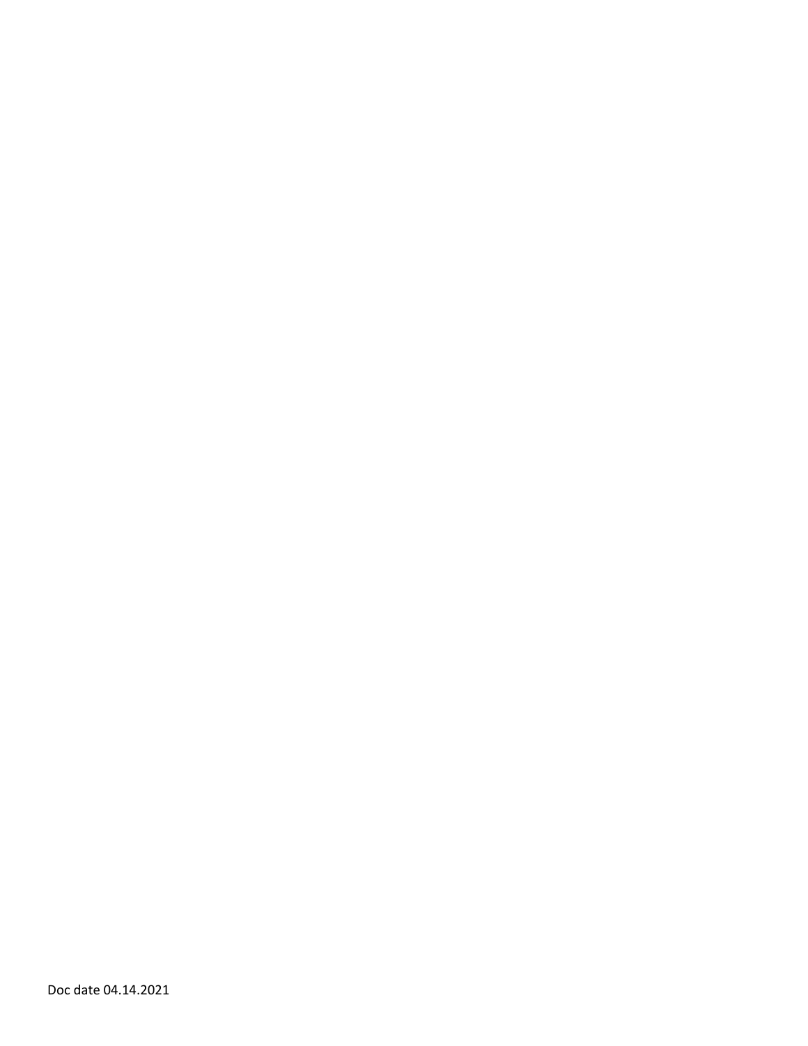Doc date 04.14.2021